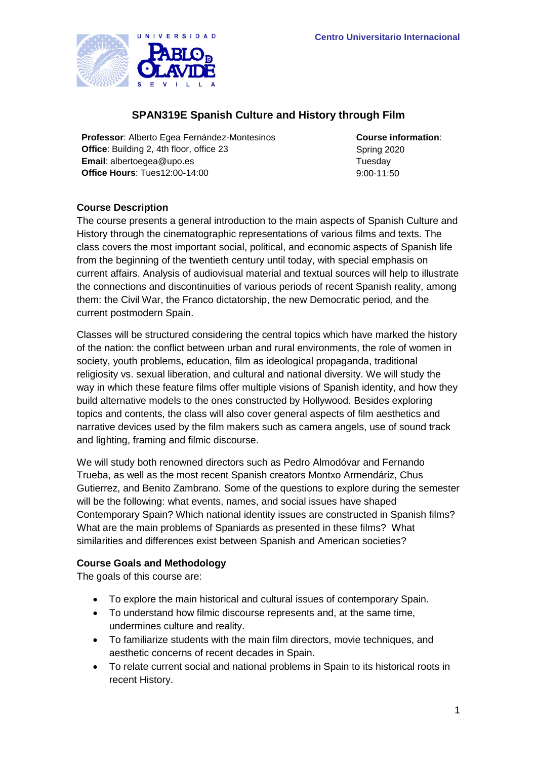Centro Universitario Internacional

# SPAN319E Spanish Culture and History through Film

**Professor**: Alberto Egea Fernández-Montesinos
**Office**: Building 2, 4th floor, office 23
**Email**: albertoegea@upo.es
**Office Hours**: Tues12:00-14:00

**Course information**:
Spring 2020
Tuesday
9:00-11:50

## Course Description

The course presents a general introduction to the main aspects of Spanish Culture and History through the cinematographic representations of various films and texts. The class covers the most important social, political, and economic aspects of Spanish life from the beginning of the twentieth century until today, with special emphasis on current affairs. Analysis of audiovisual material and textual sources will help to illustrate the connections and discontinuities of various periods of recent Spanish reality, among them: the Civil War, the Franco dictatorship, the new Democratic period, and the current postmodern Spain.

Classes will be structured considering the central topics which have marked the history of the nation: the conflict between urban and rural environments, the role of women in society, youth problems, education, film as ideological propaganda, traditional religiosity vs. sexual liberation, and cultural and national diversity. We will study the way in which these feature films offer multiple visions of Spanish identity, and how they build alternative models to the ones constructed by Hollywood. Besides exploring topics and contents, the class will also cover general aspects of film aesthetics and narrative devices used by the film makers such as camera angels, use of sound track and lighting, framing and filmic discourse.

We will study both renowned directors such as Pedro Almodóvar and Fernando Trueba, as well as the most recent Spanish creators Montxo Armendáriz, Chus Gutierrez, and Benito Zambrano. Some of the questions to explore during the semester will be the following: what events, names, and social issues have shaped Contemporary Spain? Which national identity issues are constructed in Spanish films? What are the main problems of Spaniards as presented in these films? What similarities and differences exist between Spanish and American societies?

## Course Goals and Methodology

The goals of this course are:

- To explore the main historical and cultural issues of contemporary Spain.
- To understand how filmic discourse represents and, at the same time, undermines culture and reality.
- To familiarize students with the main film directors, movie techniques, and aesthetic concerns of recent decades in Spain.
- To relate current social and national problems in Spain to its historical roots in recent History.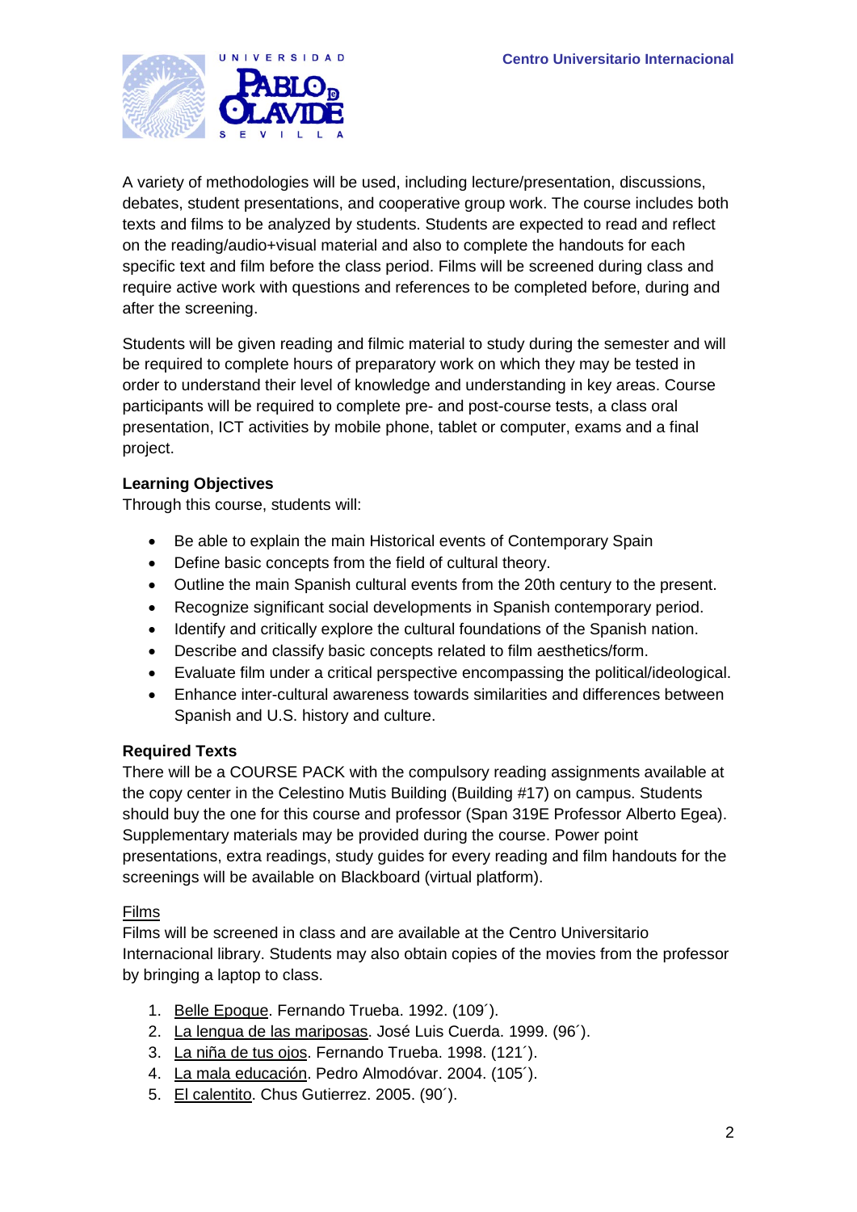A variety of methodologies will be used, including lecture/presentation, discussions, debates, student presentations, and cooperative group work. The course includes both texts and films to be analyzed by students. Students are expected to read and reflect on the reading/audio+visual material and also to complete the handouts for each specific text and film before the class period. Films will be screened during class and require active work with questions and references to be completed before, during and after the screening.

Students will be given reading and filmic material to study during the semester and will be required to complete hours of preparatory work on which they may be tested in order to understand their level of knowledge and understanding in key areas. Course participants will be required to complete pre- and post-course tests, a class oral presentation, ICT activities by mobile phone, tablet or computer, exams and a final project.

**Learning Objectives**
Through this course, students will:

- Be able to explain the main Historical events of Contemporary Spain
- Define basic concepts from the field of cultural theory.
- Outline the main Spanish cultural events from the 20th century to the present.
- Recognize significant social developments in Spanish contemporary period.
- Identify and critically explore the cultural foundations of the Spanish nation.
- Describe and classify basic concepts related to film aesthetics/form.
- Evaluate film under a critical perspective encompassing the political/ideological.
- Enhance inter-cultural awareness towards similarities and differences between Spanish and U.S. history and culture.

**Required Texts**
There will be a COURSE PACK with the compulsory reading assignments available at the copy center in the Celestino Mutis Building (Building #17) on campus. Students should buy the one for this course and professor (Span 319E Professor Alberto Egea). Supplementary materials may be provided during the course. Power point presentations, extra readings, study guides for every reading and film handouts for the screenings will be available on Blackboard (virtual platform).

Films
Films will be screened in class and are available at the Centro Universitario Internacional library. Students may also obtain copies of the movies from the professor by bringing a laptop to class.

1. Belle Epoque. Fernando Trueba. 1992. (109´).
2. La lengua de las mariposas. José Luis Cuerda. 1999. (96´).
3. La niña de tus ojos. Fernando Trueba. 1998. (121´).
4. La mala educación. Pedro Almodóvar. 2004. (105´).
5. El calentito. Chus Gutierrez. 2005. (90´).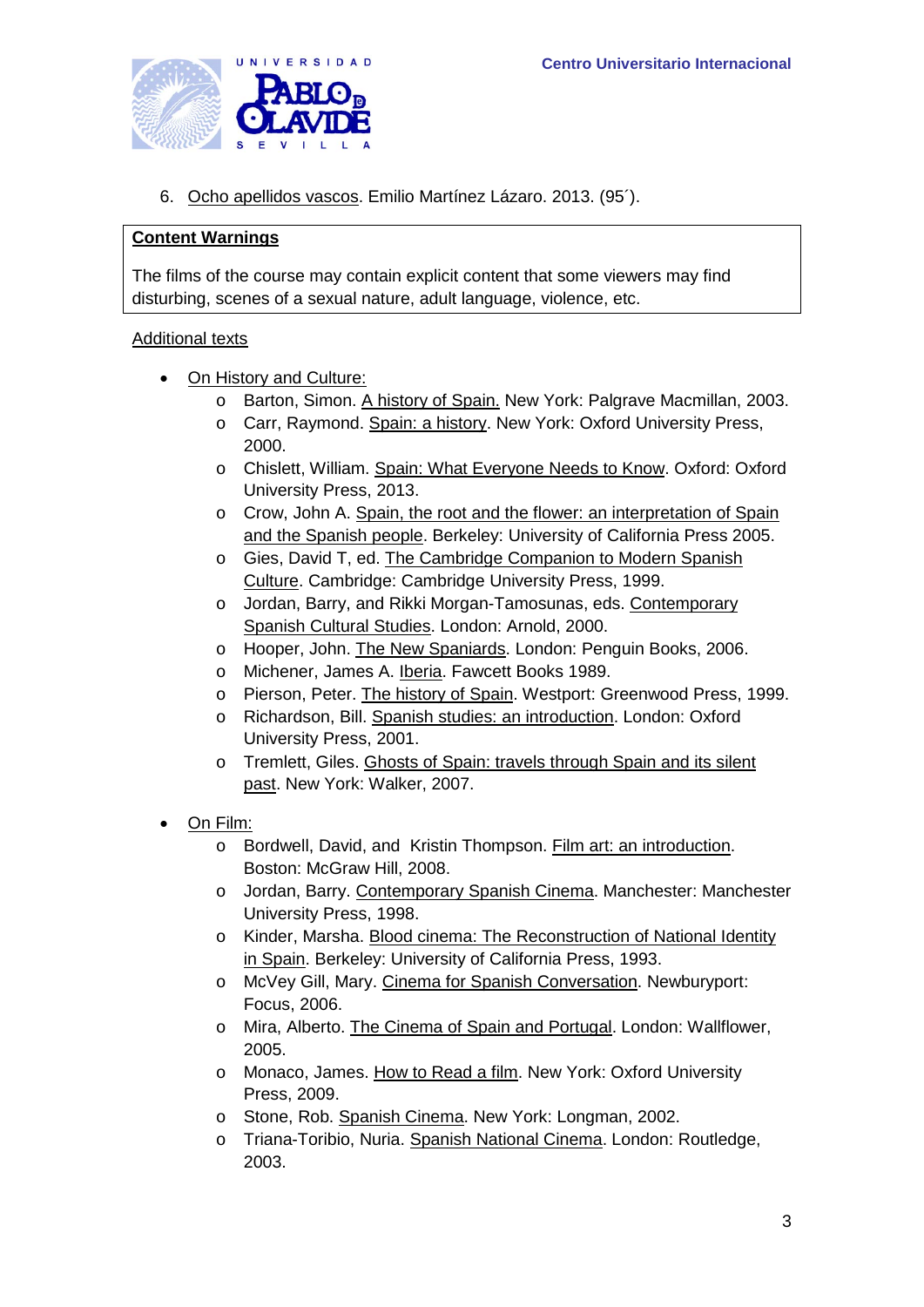6. Ocho apellidos vascos. Emilio Martínez Lázaro. 2013. (95´).

**Content Warnings**

The films of the course may contain explicit content that some viewers may find disturbing, scenes of a sexual nature, adult language, violence, etc.

Additional texts

- On History and Culture:
  - Barton, Simon. A history of Spain. New York: Palgrave Macmillan, 2003.
  - Carr, Raymond. Spain: a history. New York: Oxford University Press, 2000.
  - Chislett, William. Spain: What Everyone Needs to Know. Oxford: Oxford University Press, 2013.
  - Crow, John A. Spain, the root and the flower: an interpretation of Spain and the Spanish people. Berkeley: University of California Press 2005.
  - Gies, David T, ed. The Cambridge Companion to Modern Spanish Culture. Cambridge: Cambridge University Press, 1999.
  - Jordan, Barry, and Rikki Morgan-Tamosunas, eds. Contemporary Spanish Cultural Studies. London: Arnold, 2000.
  - Hooper, John. The New Spaniards. London: Penguin Books, 2006.
  - Michener, James A. Iberia. Fawcett Books 1989.
  - Pierson, Peter. The history of Spain. Westport: Greenwood Press, 1999.
  - Richardson, Bill. Spanish studies: an introduction. London: Oxford University Press, 2001.
  - Tremlett, Giles. Ghosts of Spain: travels through Spain and its silent past. New York: Walker, 2007.

- On Film:
  - Bordwell, David, and Kristin Thompson. Film art: an introduction. Boston: McGraw Hill, 2008.
  - Jordan, Barry. Contemporary Spanish Cinema. Manchester: Manchester University Press, 1998.
  - Kinder, Marsha. Blood cinema: The Reconstruction of National Identity in Spain. Berkeley: University of California Press, 1993.
  - McVey Gill, Mary. Cinema for Spanish Conversation. Newburyport: Focus, 2006.
  - Mira, Alberto. The Cinema of Spain and Portugal. London: Wallflower, 2005.
  - Monaco, James. How to Read a film. New York: Oxford University Press, 2009.
  - Stone, Rob. Spanish Cinema. New York: Longman, 2002.
  - Triana-Toribio, Nuria. Spanish National Cinema. London: Routledge, 2003.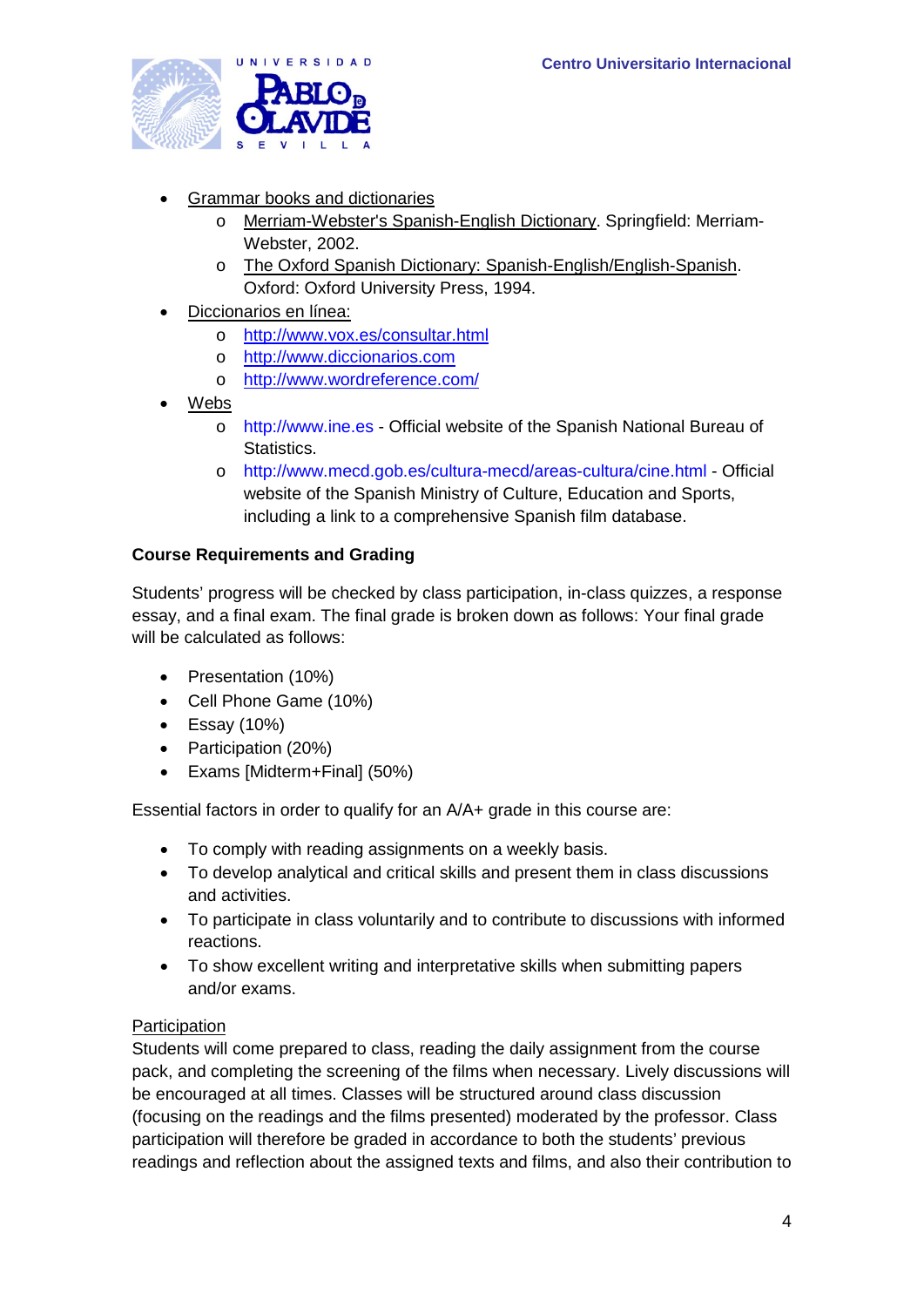- Grammar books and dictionaries
    - Merriam-Webster's Spanish-English Dictionary. Springfield: Merriam-Webster, 2002.
    - The Oxford Spanish Dictionary: Spanish-English/English-Spanish. Oxford: Oxford University Press, 1994.
- Diccionarios en línea:
    - http://www.vox.es/consultar.html
    - http://www.diccionarios.com
    - http://www.wordreference.com/
- Webs
    - http://www.ine.es - Official website of the Spanish National Bureau of Statistics.
    - http://www.mecd.gob.es/cultura-mecd/areas-cultura/cine.html - Official website of the Spanish Ministry of Culture, Education and Sports, including a link to a comprehensive Spanish film database.

**Course Requirements and Grading**

Students' progress will be checked by class participation, in-class quizzes, a response essay, and a final exam. The final grade is broken down as follows: Your final grade will be calculated as follows:

- Presentation (10%)
- Cell Phone Game (10%)
- Essay (10%)
- Participation (20%)
- Exams [Midterm+Final] (50%)

Essential factors in order to qualify for an A/A+ grade in this course are:

- To comply with reading assignments on a weekly basis.
- To develop analytical and critical skills and present them in class discussions and activities.
- To participate in class voluntarily and to contribute to discussions with informed reactions.
- To show excellent writing and interpretative skills when submitting papers and/or exams.

Participation

Students will come prepared to class, reading the daily assignment from the course pack, and completing the screening of the films when necessary. Lively discussions will be encouraged at all times. Classes will be structured around class discussion (focusing on the readings and the films presented) moderated by the professor. Class participation will therefore be graded in accordance to both the students' previous readings and reflection about the assigned texts and films, and also their contribution to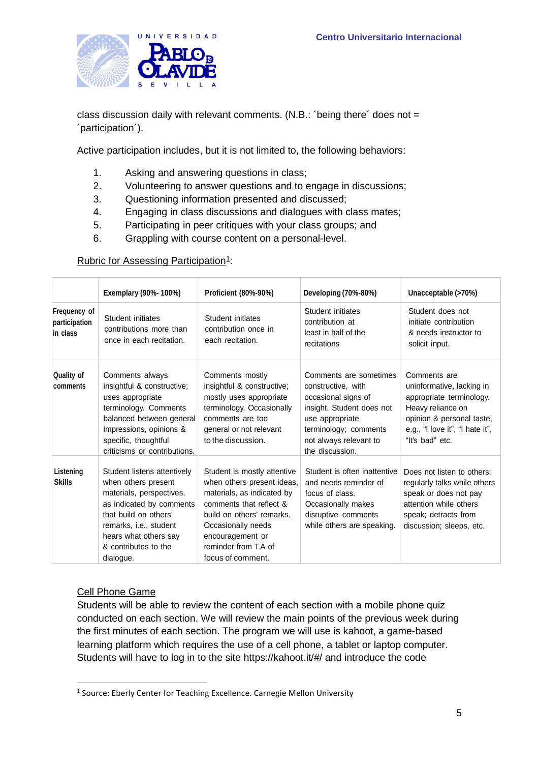class discussion daily with relevant comments. (N.B.: ´being there´ does not = ´participation´).

Active participation includes, but it is not limited to, the following behaviors:

1. Asking and answering questions in class;
2. Volunteering to answer questions and to engage in discussions;
3. Questioning information presented and discussed;
4. Engaging in class discussions and dialogues with class mates;
5. Participating in peer critiques with your class groups; and
6. Grappling with course content on a personal-level.

<u>Rubric for Assessing Participation</u>[1]:

| | Exemplary (90%- 100%) | Proficient (80%-90%) | Developing (70%-80%) | Unacceptable (>70%) |
|---|---|---|---|---|
| **Frequency of participation in class** | Student initiates contributions more than once in each recitation. | Student initiates contribution once in each recitation. | Student initiates contribution at least in half of the recitations | Student does not initiate contribution & needs instructor to solicit input. |
| **Quality of comments** | Comments always insightful & constructive; uses appropriate terminology. Comments balanced between general impressions, opinions & specific, thoughtful criticisms or contributions. | Comments mostly insightful & constructive; mostly uses appropriate terminology. Occasionally comments are too general or not relevant to the discussion. | Comments are sometimes constructive, with occasional signs of insight. Student does not use appropriate terminology; comments not always relevant to the discussion. | Comments are uninformative, lacking in appropriate terminology. Heavy reliance on opinion & personal taste, e.g., "I love it", "I hate it", "It's bad" etc. |
| **Listening Skills** | Student listens attentively when others present materials, perspectives, as indicated by comments that build on others' remarks, i.e., student hears what others say & contributes to the dialogue. | Student is mostly attentive when others present ideas, materials, as indicated by comments that reflect & build on others' remarks. Occasionally needs encouragement or reminder from T.A of focus of comment. | Student is often inattentive and needs reminder of focus of class. Occasionally makes disruptive comments while others are speaking. | Does not listen to others; regularly talks while others speak or does not pay attention while others speak; detracts from discussion; sleeps, etc. |

<u>Cell Phone Game</u>
Students will be able to review the content of each section with a mobile phone quiz conducted on each section. We will review the main points of the previous week during the first minutes of each section. The program we will use is kahoot, a game-based learning platform which requires the use of a cell phone, a tablet or laptop computer. Students will have to log in to the site https://kahoot.it/#/ and introduce the code

[1] Source: Eberly Center for Teaching Excellence. Carnegie Mellon University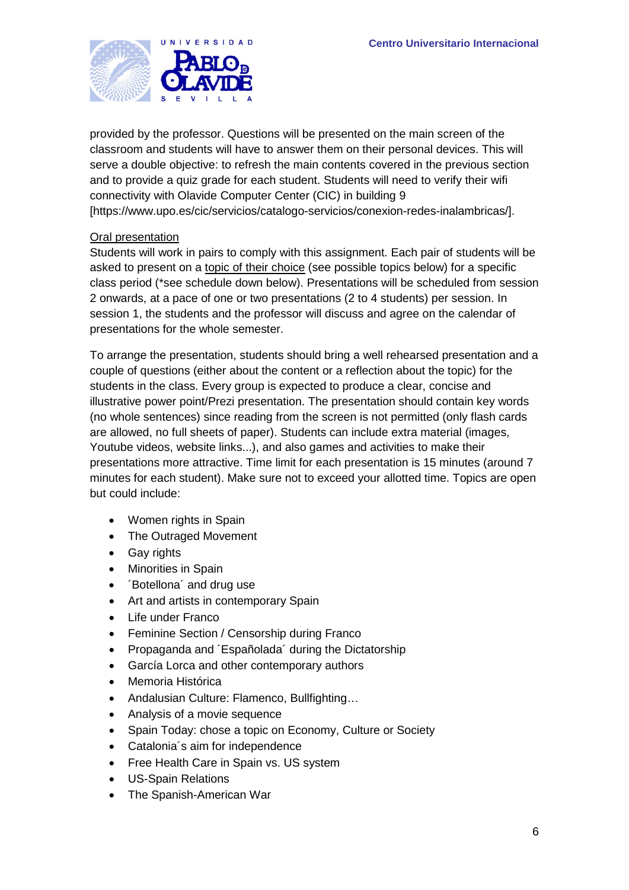provided by the professor. Questions will be presented on the main screen of the classroom and students will have to answer them on their personal devices. This will serve a double objective: to refresh the main contents covered in the previous section and to provide a quiz grade for each student. Students will need to verify their wifi connectivity with Olavide Computer Center (CIC) in building 9 [https://www.upo.es/cic/servicios/catalogo-servicios/conexion-redes-inalambricas/].

<u>Oral presentation</u>

Students will work in pairs to comply with this assignment. Each pair of students will be asked to present on a <u>topic of their choice</u> (see possible topics below) for a specific class period (*see schedule down below). Presentations will be scheduled from session 2 onwards, at a pace of one or two presentations (2 to 4 students) per session. In session 1, the students and the professor will discuss and agree on the calendar of presentations for the whole semester.

To arrange the presentation, students should bring a well rehearsed presentation and a couple of questions (either about the content or a reflection about the topic) for the students in the class. Every group is expected to produce a clear, concise and illustrative power point/Prezi presentation. The presentation should contain key words (no whole sentences) since reading from the screen is not permitted (only flash cards are allowed, no full sheets of paper). Students can include extra material (images, Youtube videos, website links...), and also games and activities to make their presentations more attractive. Time limit for each presentation is 15 minutes (around 7 minutes for each student). Make sure not to exceed your allotted time. Topics are open but could include:

- Women rights in Spain
- The Outraged Movement
- Gay rights
- Minorities in Spain
- ´Botellona´ and drug use
- Art and artists in contemporary Spain
- Life under Franco
- Feminine Section / Censorship during Franco
- Propaganda and ´Españolada´ during the Dictatorship
- García Lorca and other contemporary authors
- Memoria Histórica
- Andalusian Culture: Flamenco, Bullfighting…
- Analysis of a movie sequence
- Spain Today: chose a topic on Economy, Culture or Society
- Catalonia´s aim for independence
- Free Health Care in Spain vs. US system
- US-Spain Relations
- The Spanish-American War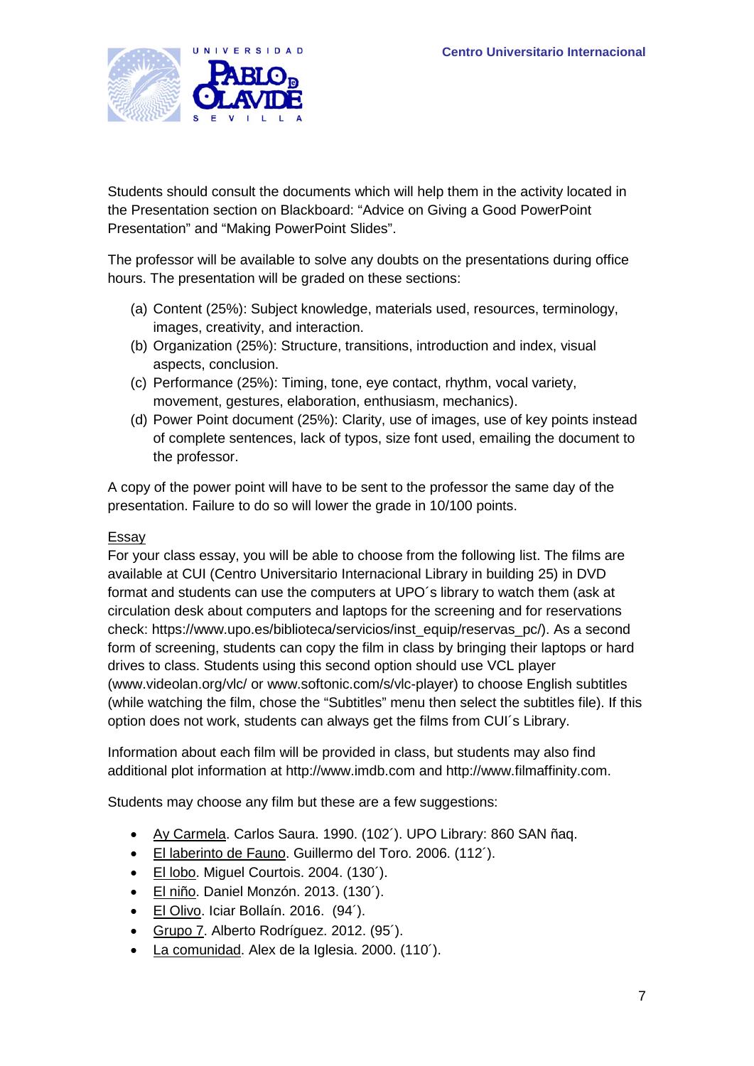Students should consult the documents which will help them in the activity located in the Presentation section on Blackboard: "Advice on Giving a Good PowerPoint Presentation" and "Making PowerPoint Slides".

The professor will be available to solve any doubts on the presentations during office hours. The presentation will be graded on these sections:

(a) Content (25%): Subject knowledge, materials used, resources, terminology, images, creativity, and interaction.
(b) Organization (25%): Structure, transitions, introduction and index, visual aspects, conclusion.
(c) Performance (25%): Timing, tone, eye contact, rhythm, vocal variety, movement, gestures, elaboration, enthusiasm, mechanics).
(d) Power Point document (25%): Clarity, use of images, use of key points instead of complete sentences, lack of typos, size font used, emailing the document to the professor.

A copy of the power point will have to be sent to the professor the same day of the presentation. Failure to do so will lower the grade in 10/100 points.

<u>Essay</u>

For your class essay, you will be able to choose from the following list. The films are available at CUI (Centro Universitario Internacional Library in building 25) in DVD format and students can use the computers at UPO´s library to watch them (ask at circulation desk about computers and laptops for the screening and for reservations check: https://www.upo.es/biblioteca/servicios/inst_equip/reservas_pc/). As a second form of screening, students can copy the film in class by bringing their laptops or hard drives to class. Students using this second option should use VCL player (www.videolan.org/vlc/ or www.softonic.com/s/vlc-player) to choose English subtitles (while watching the film, chose the "Subtitles" menu then select the subtitles file). If this option does not work, students can always get the films from CUI´s Library.

Information about each film will be provided in class, but students may also find additional plot information at http://www.imdb.com and http://www.filmaffinity.com.

Students may choose any film but these are a few suggestions:

- <u>Ay Carmela</u>. Carlos Saura. 1990. (102´). UPO Library: 860 SAN ñaq.
- <u>El laberinto de Fauno</u>. Guillermo del Toro. 2006. (112´).
- <u>El lobo</u>. Miguel Courtois. 2004. (130´).
- <u>El niño</u>. Daniel Monzón. 2013. (130´).
- <u>El Olivo</u>. Iciar Bollaín. 2016. (94´).
- <u>Grupo 7</u>. Alberto Rodríguez. 2012. (95´).
- <u>La comunidad</u>. Alex de la Iglesia. 2000. (110´).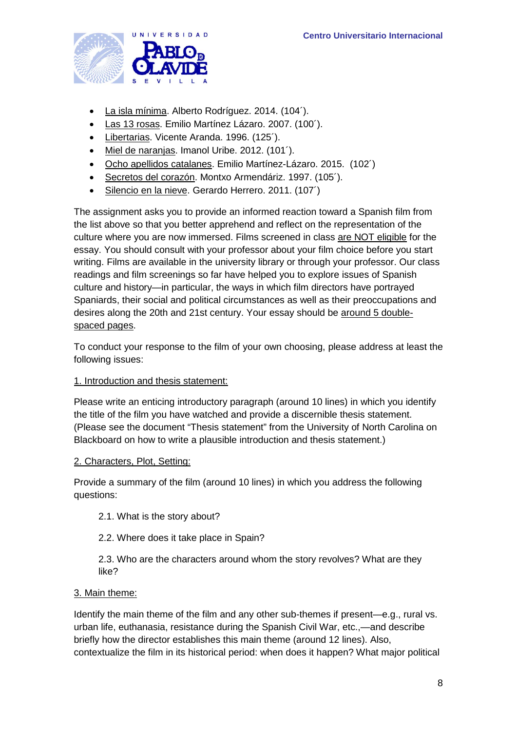- La isla mínima. Alberto Rodríguez. 2014. (104´).
- Las 13 rosas. Emilio Martínez Lázaro. 2007. (100´).
- Libertarias. Vicente Aranda. 1996. (125´).
- Miel de naranjas. Imanol Uribe. 2012. (101´).
- Ocho apellidos catalanes. Emilio Martínez-Lázaro. 2015. (102´)
- Secretos del corazón. Montxo Armendáriz. 1997. (105´).
- Silencio en la nieve. Gerardo Herrero. 2011. (107´)

The assignment asks you to provide an informed reaction toward a Spanish film from the list above so that you better apprehend and reflect on the representation of the culture where you are now immersed. Films screened in class are NOT eligible for the essay. You should consult with your professor about your film choice before you start writing. Films are available in the university library or through your professor. Our class readings and film screenings so far have helped you to explore issues of Spanish culture and history—in particular, the ways in which film directors have portrayed Spaniards, their social and political circumstances as well as their preoccupations and desires along the 20th and 21st century. Your essay should be around 5 double-spaced pages.

To conduct your response to the film of your own choosing, please address at least the following issues:

1. Introduction and thesis statement:

Please write an enticing introductory paragraph (around 10 lines) in which you identify the title of the film you have watched and provide a discernible thesis statement. (Please see the document "Thesis statement" from the University of North Carolina on Blackboard on how to write a plausible introduction and thesis statement.)

2. Characters, Plot, Setting:

Provide a summary of the film (around 10 lines) in which you address the following questions:

2.1. What is the story about?

2.2. Where does it take place in Spain?

2.3. Who are the characters around whom the story revolves? What are they like?

3. Main theme:

Identify the main theme of the film and any other sub-themes if present—e.g., rural vs. urban life, euthanasia, resistance during the Spanish Civil War, etc.,—and describe briefly how the director establishes this main theme (around 12 lines). Also, contextualize the film in its historical period: when does it happen? What major political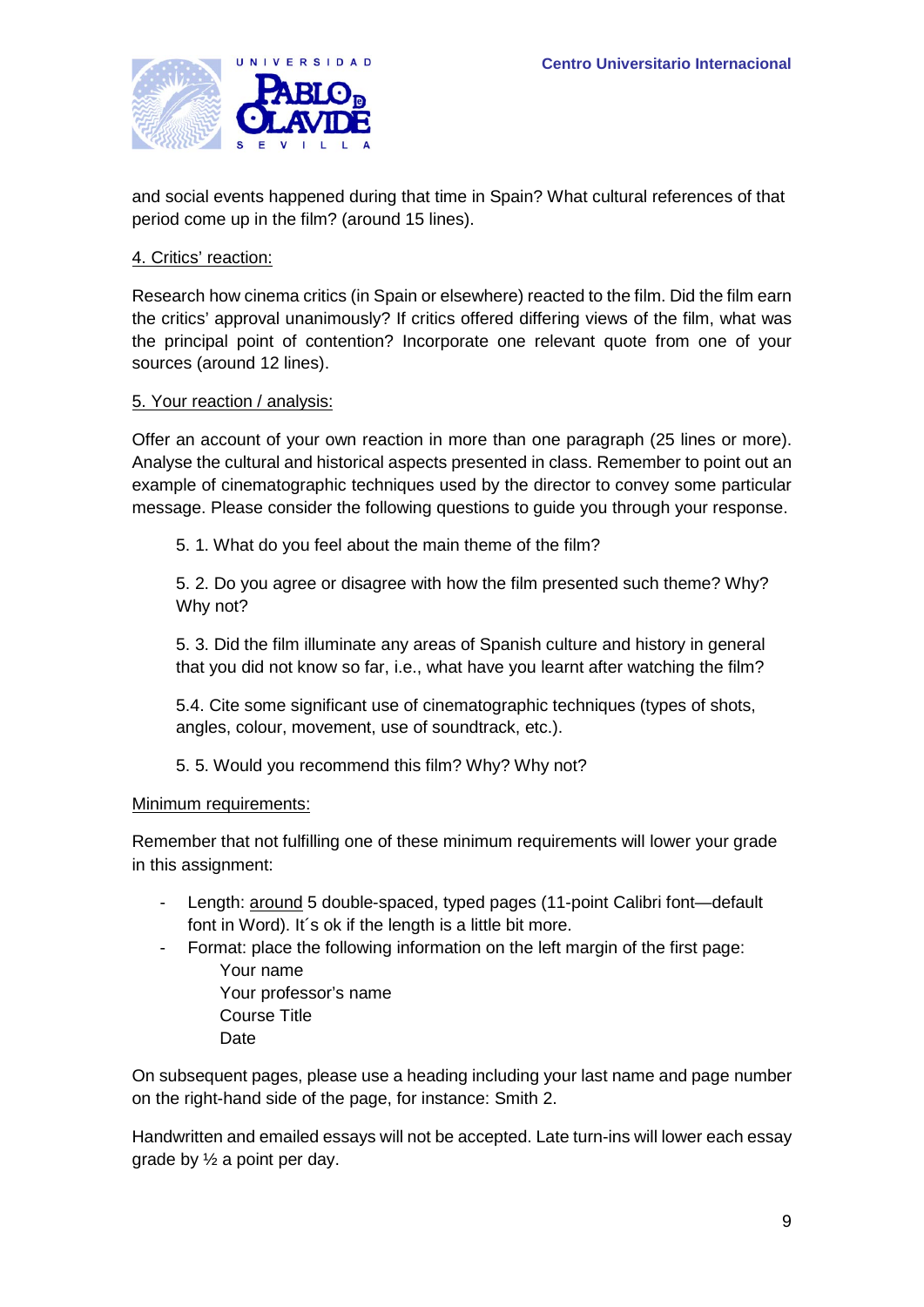and social events happened during that time in Spain? What cultural references of that period come up in the film? (around 15 lines).

4. Critics' reaction:

Research how cinema critics (in Spain or elsewhere) reacted to the film. Did the film earn the critics' approval unanimously? If critics offered differing views of the film, what was the principal point of contention? Incorporate one relevant quote from one of your sources (around 12 lines).

5. Your reaction / analysis:

Offer an account of your own reaction in more than one paragraph (25 lines or more). Analyse the cultural and historical aspects presented in class. Remember to point out an example of cinematographic techniques used by the director to convey some particular message. Please consider the following questions to guide you through your response.

5. 1. What do you feel about the main theme of the film?

5. 2. Do you agree or disagree with how the film presented such theme? Why? Why not?

5. 3. Did the film illuminate any areas of Spanish culture and history in general that you did not know so far, i.e., what have you learnt after watching the film?

5.4. Cite some significant use of cinematographic techniques (types of shots, angles, colour, movement, use of soundtrack, etc.).

5. 5. Would you recommend this film? Why? Why not?

Minimum requirements:

Remember that not fulfilling one of these minimum requirements will lower your grade in this assignment:

- Length: around 5 double-spaced, typed pages (11-point Calibri font—default font in Word). It´s ok if the length is a little bit more.
- Format: place the following information on the left margin of the first page:
  Your name
  Your professor's name
  Course Title
  Date

On subsequent pages, please use a heading including your last name and page number on the right-hand side of the page, for instance: Smith 2.

Handwritten and emailed essays will not be accepted. Late turn-ins will lower each essay grade by ½ a point per day.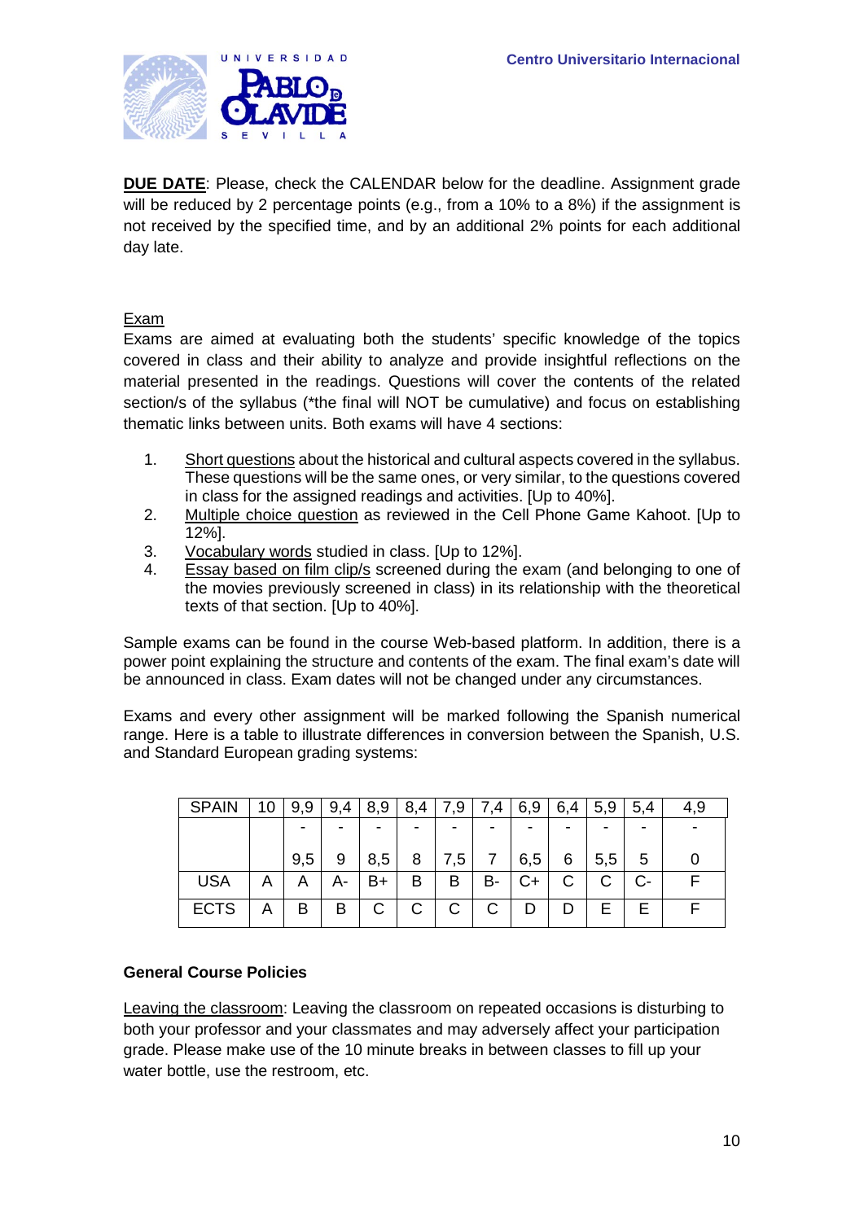**DUE DATE**: Please, check the CALENDAR below for the deadline. Assignment grade will be reduced by 2 percentage points (e.g., from a 10% to a 8%) if the assignment is not received by the specified time, and by an additional 2% points for each additional day late.

Exam

Exams are aimed at evaluating both the students' specific knowledge of the topics covered in class and their ability to analyze and provide insightful reflections on the material presented in the readings. Questions will cover the contents of the related section/s of the syllabus (*the final will NOT be cumulative) and focus on establishing thematic links between units. Both exams will have 4 sections:

1. Short questions about the historical and cultural aspects covered in the syllabus. These questions will be the same ones, or very similar, to the questions covered in class for the assigned readings and activities. [Up to 40%].
2. Multiple choice question as reviewed in the Cell Phone Game Kahoot. [Up to 12%].
3. Vocabulary words studied in class. [Up to 12%].
4. Essay based on film clip/s screened during the exam (and belonging to one of the movies previously screened in class) in its relationship with the theoretical texts of that section. [Up to 40%].

Sample exams can be found in the course Web-based platform. In addition, there is a power point explaining the structure and contents of the exam. The final exam's date will be announced in class. Exam dates will not be changed under any circumstances.

Exams and every other assignment will be marked following the Spanish numerical range. Here is a table to illustrate differences in conversion between the Spanish, U.S. and Standard European grading systems:

| SPAIN | 10 | 9,9 - 9,5 | 9,4 - 9 | 8,9 - 8,5 | 8,4 - 8 | 7,9 - 7,5 | 7,4 - 7 | 6,9 - 6,5 | 6,4 - 6 | 5,9 - 5,5 | 5,4 - 5 | 4,9 - 0 |
|---|---|---|---|---|---|---|---|---|---|---|---|---|
| USA | A | A | A- | B+ | B | B | B- | C+ | C | C | C- | F |
| ECTS | A | B | B | C | C | C | C | D | D | E | E | F |

**General Course Policies**

Leaving the classroom: Leaving the classroom on repeated occasions is disturbing to both your professor and your classmates and may adversely affect your participation grade. Please make use of the 10 minute breaks in between classes to fill up your water bottle, use the restroom, etc.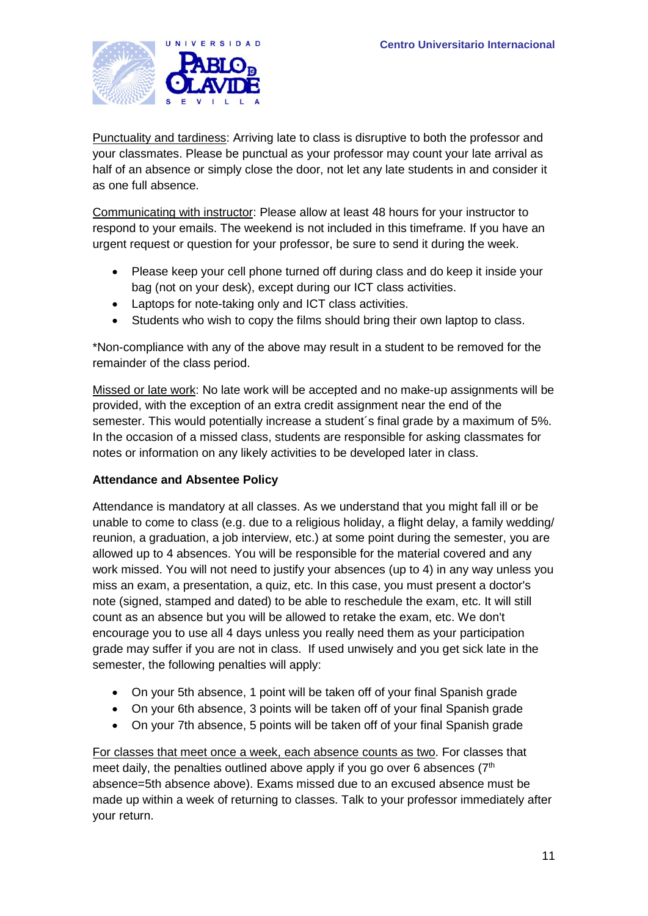Punctuality and tardiness: Arriving late to class is disruptive to both the professor and your classmates. Please be punctual as your professor may count your late arrival as half of an absence or simply close the door, not let any late students in and consider it as one full absence.

Communicating with instructor: Please allow at least 48 hours for your instructor to respond to your emails. The weekend is not included in this timeframe. If you have an urgent request or question for your professor, be sure to send it during the week.

- Please keep your cell phone turned off during class and do keep it inside your bag (not on your desk), except during our ICT class activities.
- Laptops for note-taking only and ICT class activities.
- Students who wish to copy the films should bring their own laptop to class.

*Non-compliance with any of the above may result in a student to be removed for the remainder of the class period.

Missed or late work: No late work will be accepted and no make-up assignments will be provided, with the exception of an extra credit assignment near the end of the semester. This would potentially increase a student´s final grade by a maximum of 5%. In the occasion of a missed class, students are responsible for asking classmates for notes or information on any likely activities to be developed later in class.

**Attendance and Absentee Policy**

Attendance is mandatory at all classes. As we understand that you might fall ill or be unable to come to class (e.g. due to a religious holiday, a flight delay, a family wedding/ reunion, a graduation, a job interview, etc.) at some point during the semester, you are allowed up to 4 absences. You will be responsible for the material covered and any work missed. You will not need to justify your absences (up to 4) in any way unless you miss an exam, a presentation, a quiz, etc. In this case, you must present a doctor's note (signed, stamped and dated) to be able to reschedule the exam, etc. It will still count as an absence but you will be allowed to retake the exam, etc. We don't encourage you to use all 4 days unless you really need them as your participation grade may suffer if you are not in class. If used unwisely and you get sick late in the semester, the following penalties will apply:

- On your 5th absence, 1 point will be taken off of your final Spanish grade
- On your 6th absence, 3 points will be taken off of your final Spanish grade
- On your 7th absence, 5 points will be taken off of your final Spanish grade

For classes that meet once a week, each absence counts as two. For classes that meet daily, the penalties outlined above apply if you go over 6 absences (7th absence=5th absence above). Exams missed due to an excused absence must be made up within a week of returning to classes. Talk to your professor immediately after your return.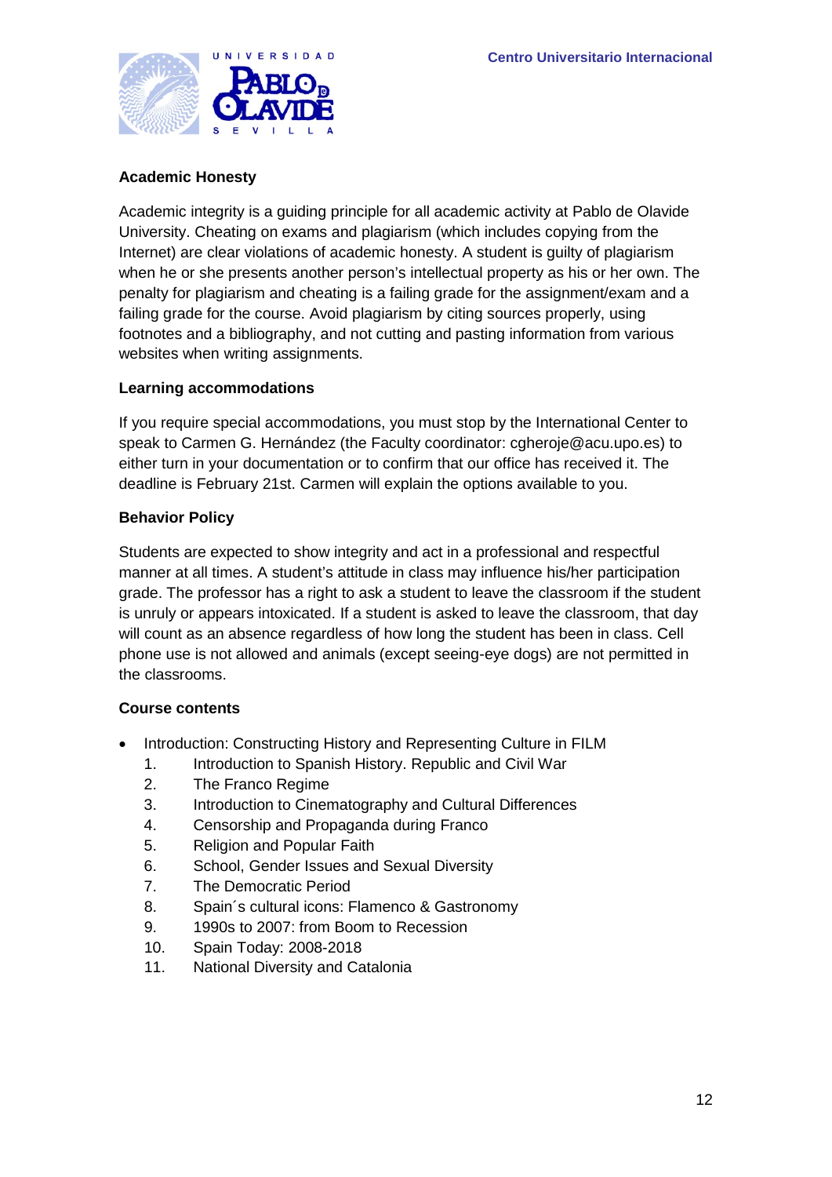**Academic Honesty**

Academic integrity is a guiding principle for all academic activity at Pablo de Olavide University. Cheating on exams and plagiarism (which includes copying from the Internet) are clear violations of academic honesty. A student is guilty of plagiarism when he or she presents another person's intellectual property as his or her own. The penalty for plagiarism and cheating is a failing grade for the assignment/exam and a failing grade for the course. Avoid plagiarism by citing sources properly, using footnotes and a bibliography, and not cutting and pasting information from various websites when writing assignments.

**Learning accommodations**

If you require special accommodations, you must stop by the International Center to speak to Carmen G. Hernández (the Faculty coordinator: cgheroje@acu.upo.es) to either turn in your documentation or to confirm that our office has received it. The deadline is February 21st. Carmen will explain the options available to you.

**Behavior Policy**

Students are expected to show integrity and act in a professional and respectful manner at all times. A student's attitude in class may influence his/her participation grade. The professor has a right to ask a student to leave the classroom if the student is unruly or appears intoxicated. If a student is asked to leave the classroom, that day will count as an absence regardless of how long the student has been in class. Cell phone use is not allowed and animals (except seeing-eye dogs) are not permitted in the classrooms.

**Course contents**

- Introduction: Constructing History and Representing Culture in FILM
  1. Introduction to Spanish History. Republic and Civil War
  2. The Franco Regime
  3. Introduction to Cinematography and Cultural Differences
  4. Censorship and Propaganda during Franco
  5. Religion and Popular Faith
  6. School, Gender Issues and Sexual Diversity
  7. The Democratic Period
  8. Spain´s cultural icons: Flamenco & Gastronomy
  9. 1990s to 2007: from Boom to Recession
  10. Spain Today: 2008-2018
  11. National Diversity and Catalonia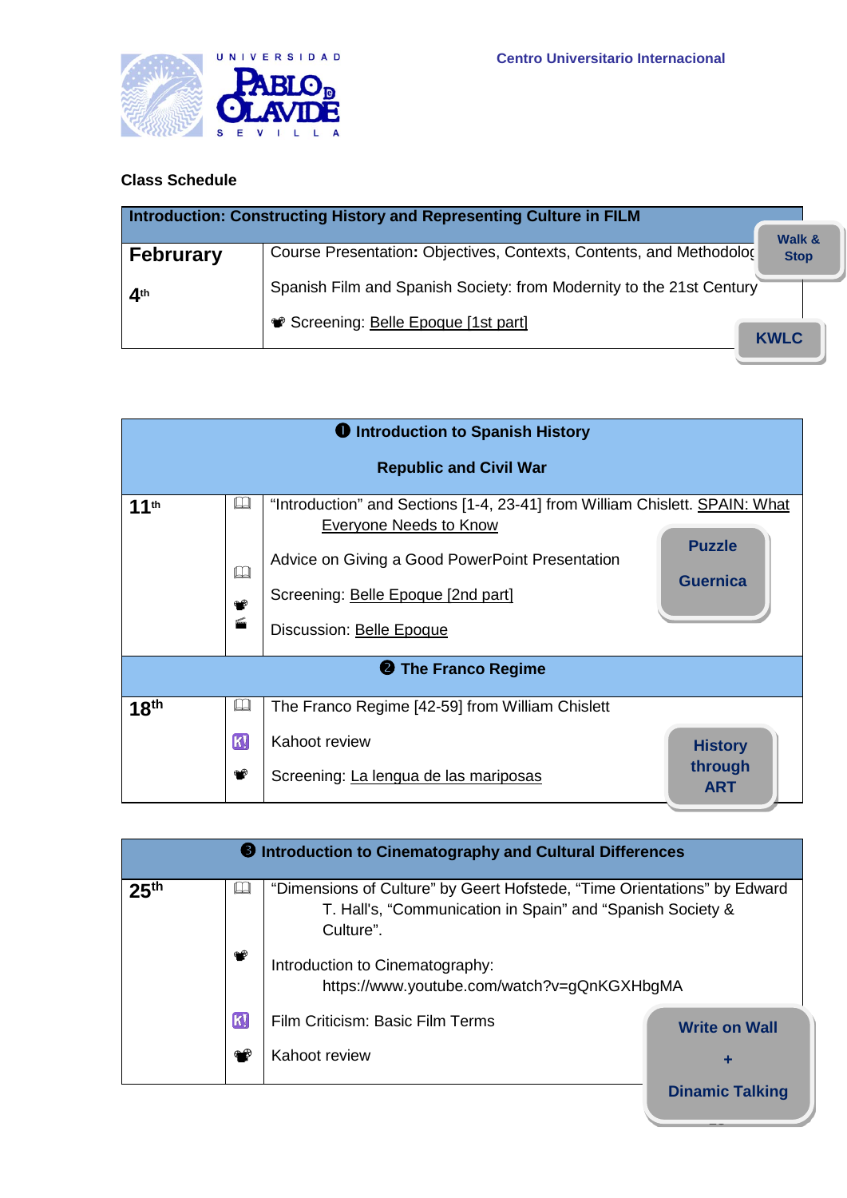UNIVERSIDAD PABLO DE OLAVIDE SEVILLA

Centro Universitario Internacional

**Class Schedule**

| **Introduction: Constructing History and Representing Culture in FILM** | |
|---|---|
| **Februrary**<br><br>**4th** | Course Presentation**:** Objectives, Contexts, Contents, and Methodolog<br><br>Spanish Film and Spanish Society: from Modernity to the 21st Century<br><br>Screening: Belle Epoque [1st part] |

Walk & Stop

KWLC

| **❶ Introduction to Spanish History**<br><br>**Republic and Civil War** | | |
|---|---|---|
| **11th** | 📖<br><br>📖<br>📽<br>🎬 | "Introduction" and Sections [1-4, 23-41] from William Chislett. SPAIN: What Everyone Needs to Know<br><br>Advice on Giving a Good PowerPoint Presentation<br><br>Screening: Belle Epoque [2nd part]<br><br>Discussion: Belle Epoque |
| **❷ The Franco Regime** | | |
| **18th** | 📖<br>K!<br>📽 | The Franco Regime [42-59] from William Chislett<br><br>Kahoot review<br><br>Screening: La lengua de las mariposas |

Puzzle

Guernica

History through ART

| **❸ Introduction to Cinematography and Cultural Differences** | | |
|---|---|---|
| **25th** | 📖<br><br>📽<br><br>K!<br>📽 | "Dimensions of Culture" by Geert Hofstede, "Time Orientations" by Edward T. Hall's, "Communication in Spain" and "Spanish Society & Culture".<br><br>Introduction to Cinematography: https://www.youtube.com/watch?v=gQnKGXHbgMA<br><br>Film Criticism: Basic Film Terms<br><br>Kahoot review |

Write on Wall
+
Dinamic Talking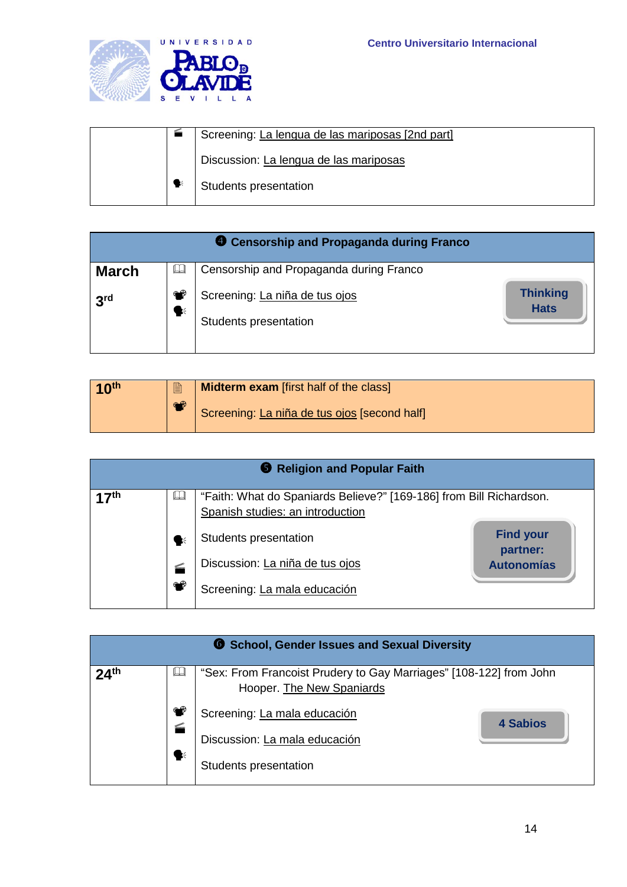| | | |
|---|---|---|
| | | Screening: La lengua de las mariposas [2nd part] |
| | | Discussion: La lengua de las mariposas |
| | | Students presentation |

| ❹ Censorship and Propaganda during Franco | | |
|---|---|---|
| **March** **3rd** | | Censorship and Propaganda during Franco |
| | | Screening: La niña de tus ojos |
| | | Students presentation |
| | | **Thinking Hats** |

| | | |
|---|---|---|
| **10th** | | **Midterm exam** [first half of the class] |
| | | Screening: La niña de tus ojos [second half] |

| ❺ Religion and Popular Faith | | |
|---|---|---|
| **17th** | | "Faith: What do Spaniards Believe?" [169-186] from Bill Richardson. Spanish studies: an introduction |
| | | Students presentation |
| | | Discussion: La niña de tus ojos |
| | | Screening: La mala educación |
| | | **Find your partner: Autonomías** |

| ❻ School, Gender Issues and Sexual Diversity | | |
|---|---|---|
| **24th** | | "Sex: From Francoist Prudery to Gay Marriages" [108-122] from John Hooper. The New Spaniards |
| | | Screening: La mala educación |
| | | Discussion: La mala educación |
| | | Students presentation |
| | | **4 Sabios** |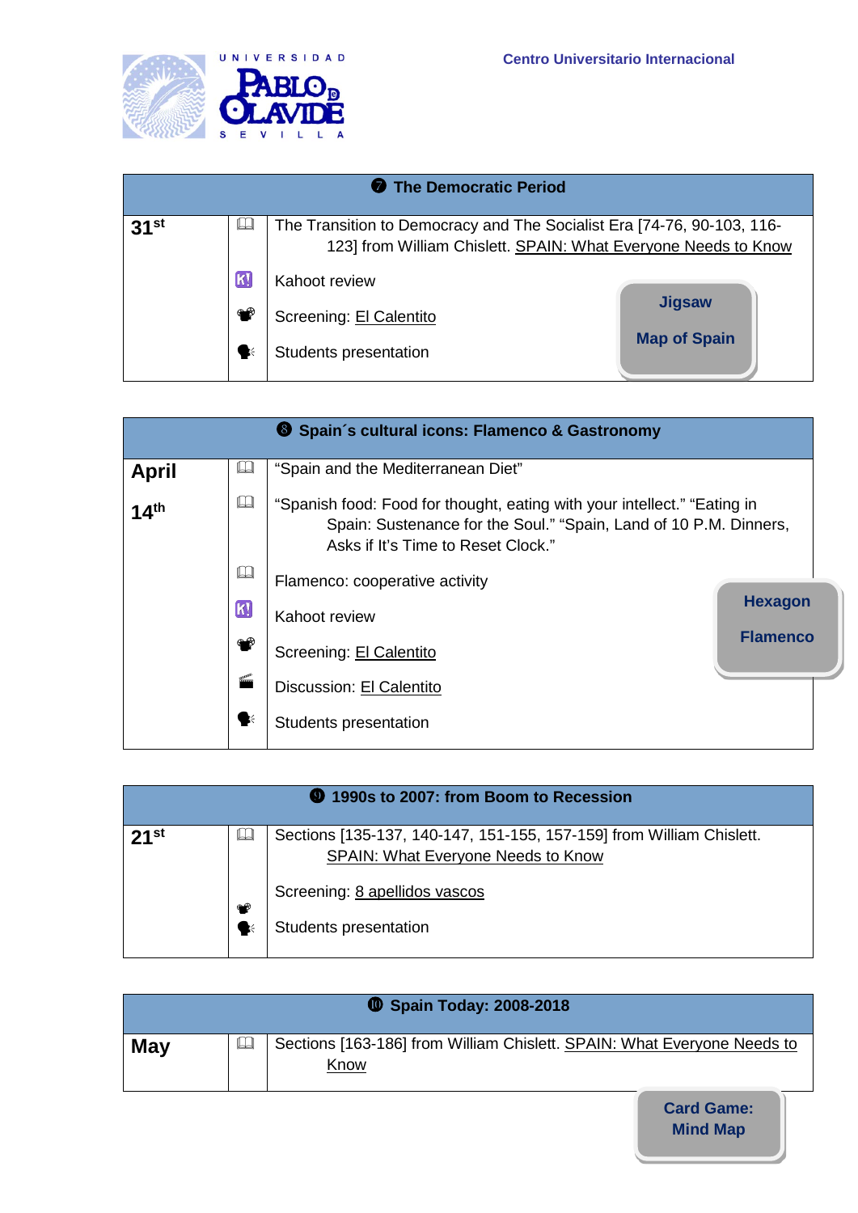Centro Universitario Internacional

| ❼ The Democratic Period | | |
|---|---|---|
| 31st | 🕮 | The Transition to Democracy and The Socialist Era [74-76, 90-103, 116-123] from William Chislett. SPAIN: What Everyone Needs to Know |
| | K! | Kahoot review |
| | | Screening: El Calentito |
| | | Students presentation |

**Jigsaw**

**Map of Spain**

| ❽ Spain´s cultural icons: Flamenco & Gastronomy | | |
|---|---|---|
| April 14th | 🕮 | "Spain and the Mediterranean Diet" |
| | 🕮 | "Spanish food: Food for thought, eating with your intellect." "Eating in Spain: Sustenance for the Soul." "Spain, Land of 10 P.M. Dinners, Asks if It's Time to Reset Clock." |
| | 🕮 | Flamenco: cooperative activity |
| | K! | Kahoot review |
| | | Screening: El Calentito |
| | | Discussion: El Calentito |
| | | Students presentation |

**Hexagon**

**Flamenco**

| ❾ 1990s to 2007: from Boom to Recession | | |
|---|---|---|
| 21st | 🕮 | Sections [135-137, 140-147, 151-155, 157-159] from William Chislett. SPAIN: What Everyone Needs to Know |
| | | Screening: 8 apellidos vascos |
| | | Students presentation |

| ❿ Spain Today: 2008-2018 | | |
|---|---|---|
| May | 🕮 | Sections [163-186] from William Chislett. SPAIN: What Everyone Needs to Know |

**Card Game: Mind Map**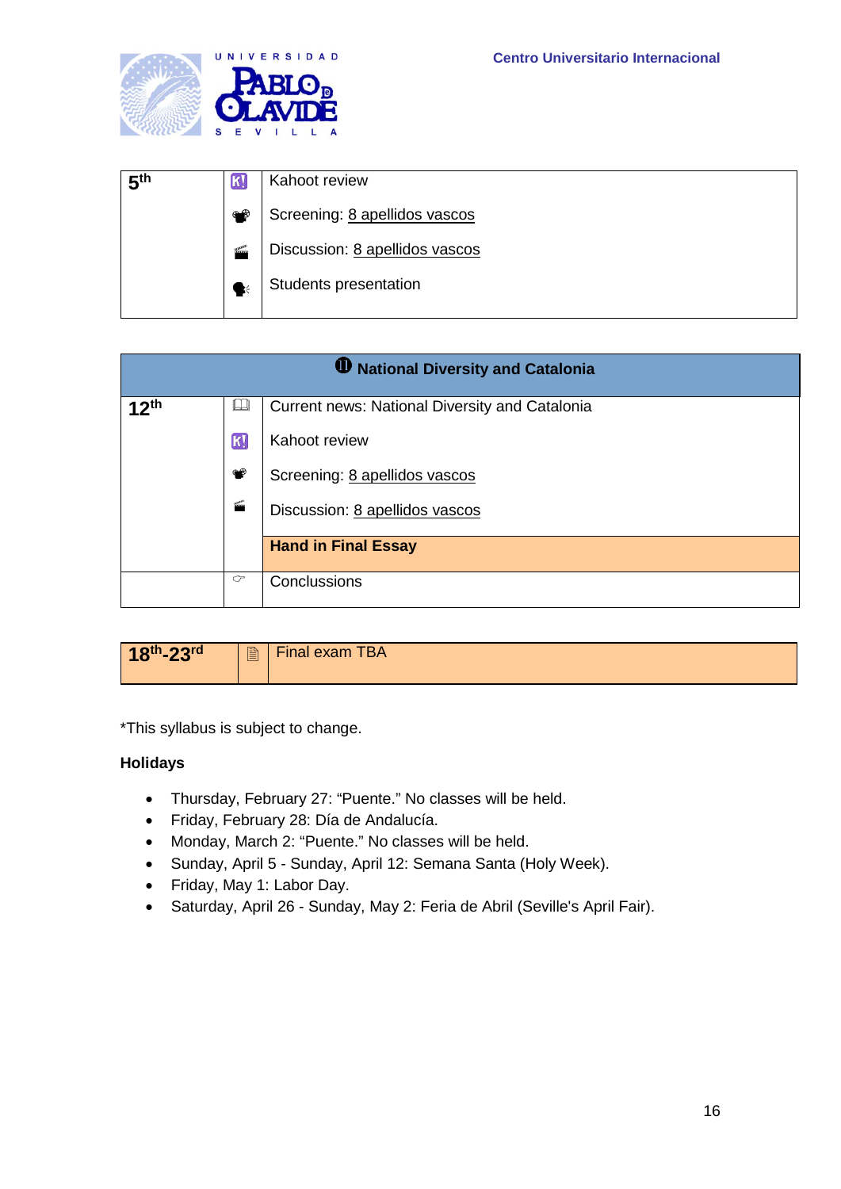| | | |
|---|---|---|
| 5th | | Kahoot review |
| | | Screening: 8 apellidos vascos |
| | | Discussion: 8 apellidos vascos |
| | | Students presentation |

| | | |
|---|---|---|
| **National Diversity and Catalonia** | | |
| 12th | | Current news: National Diversity and Catalonia |
| | | Kahoot review |
| | | Screening: 8 apellidos vascos |
| | | Discussion: 8 apellidos vascos |
| | | **Hand in Final Essay** |
| | | Conclussions |

| | | |
|---|---|---|
| 18th-23rd | | Final exam TBA |

*This syllabus is subject to change.

**Holidays**

- Thursday, February 27: “Puente.” No classes will be held.
- Friday, February 28: Día de Andalucía.
- Monday, March 2: “Puente.” No classes will be held.
- Sunday, April 5 - Sunday, April 12: Semana Santa (Holy Week).
- Friday, May 1: Labor Day.
- Saturday, April 26 - Sunday, May 2: Feria de Abril (Seville's April Fair).